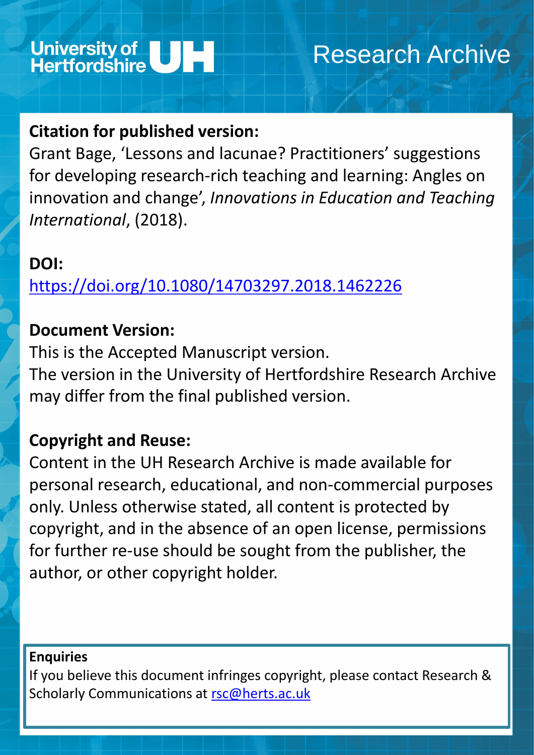University of Hertfordshire UH

Research Archive

**Citation for published version:**

Grant Bage, 'Lessons and lacunae? Practitioners' suggestions for developing research-rich teaching and learning: Angles on innovation and change', *Innovations in Education and Teaching International*, (2018).

**DOI:**

https://doi.org/10.1080/14703297.2018.1462226

**Document Version:**

This is the Accepted Manuscript version.
The version in the University of Hertfordshire Research Archive may differ from the final published version.

**Copyright and Reuse:**

Content in the UH Research Archive is made available for personal research, educational, and non-commercial purposes only. Unless otherwise stated, all content is protected by copyright, and in the absence of an open license, permissions for further re-use should be sought from the publisher, the author, or other copyright holder.

**Enquiries**

If you believe this document infringes copyright, please contact Research & Scholarly Communications at rsc@herts.ac.uk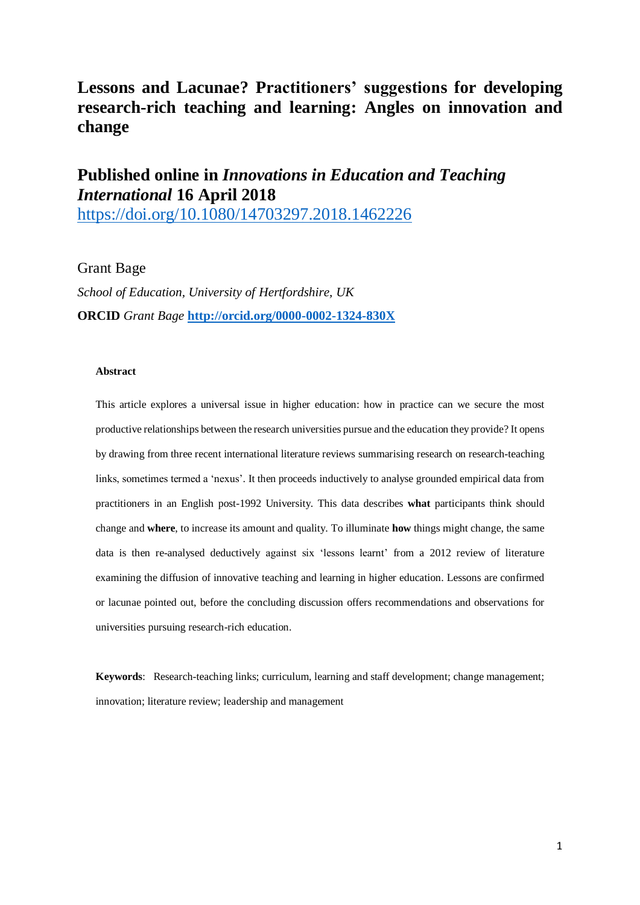# Lessons and Lacunae? Practitioners' suggestions for developing research-rich teaching and learning: Angles on innovation and change

## Published online in *Innovations in Education and Teaching International* 16 April 2018

https://doi.org/10.1080/14703297.2018.1462226

Grant Bage

*School of Education, University of Hertfordshire, UK*

**ORCID** *Grant Bage* **http://orcid.org/0000-0002-1324-830X**

#### Abstract

This article explores a universal issue in higher education: how in practice can we secure the most productive relationships between the research universities pursue and the education they provide? It opens by drawing from three recent international literature reviews summarising research on research-teaching links, sometimes termed a 'nexus'. It then proceeds inductively to analyse grounded empirical data from practitioners in an English post-1992 University. This data describes **what** participants think should change and **where**, to increase its amount and quality. To illuminate **how** things might change, the same data is then re-analysed deductively against six 'lessons learnt' from a 2012 review of literature examining the diffusion of innovative teaching and learning in higher education. Lessons are confirmed or lacunae pointed out, before the concluding discussion offers recommendations and observations for universities pursuing research-rich education.

**Keywords**: Research-teaching links; curriculum, learning and staff development; change management; innovation; literature review; leadership and management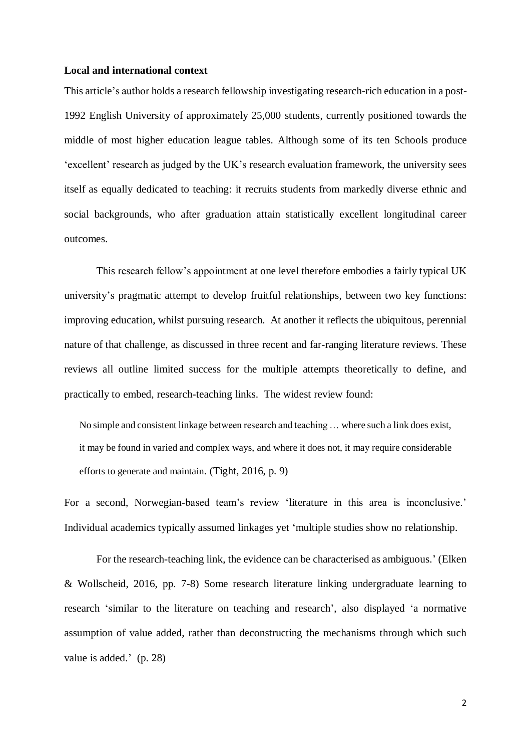**Local and international context**

This article's author holds a research fellowship investigating research-rich education in a post-1992 English University of approximately 25,000 students, currently positioned towards the middle of most higher education league tables. Although some of its ten Schools produce 'excellent' research as judged by the UK's research evaluation framework, the university sees itself as equally dedicated to teaching: it recruits students from markedly diverse ethnic and social backgrounds, who after graduation attain statistically excellent longitudinal career outcomes.

This research fellow's appointment at one level therefore embodies a fairly typical UK university's pragmatic attempt to develop fruitful relationships, between two key functions: improving education, whilst pursuing research. At another it reflects the ubiquitous, perennial nature of that challenge, as discussed in three recent and far-ranging literature reviews. These reviews all outline limited success for the multiple attempts theoretically to define, and practically to embed, research-teaching links. The widest review found:

> No simple and consistent linkage between research and teaching … where such a link does exist, it may be found in varied and complex ways, and where it does not, it may require considerable efforts to generate and maintain. (Tight, 2016, p. 9)

For a second, Norwegian-based team's review 'literature in this area is inconclusive.' Individual academics typically assumed linkages yet 'multiple studies show no relationship.

For the research-teaching link, the evidence can be characterised as ambiguous.' (Elken & Wollscheid, 2016, pp. 7-8) Some research literature linking undergraduate learning to research 'similar to the literature on teaching and research', also displayed 'a normative assumption of value added, rather than deconstructing the mechanisms through which such value is added.' (p. 28)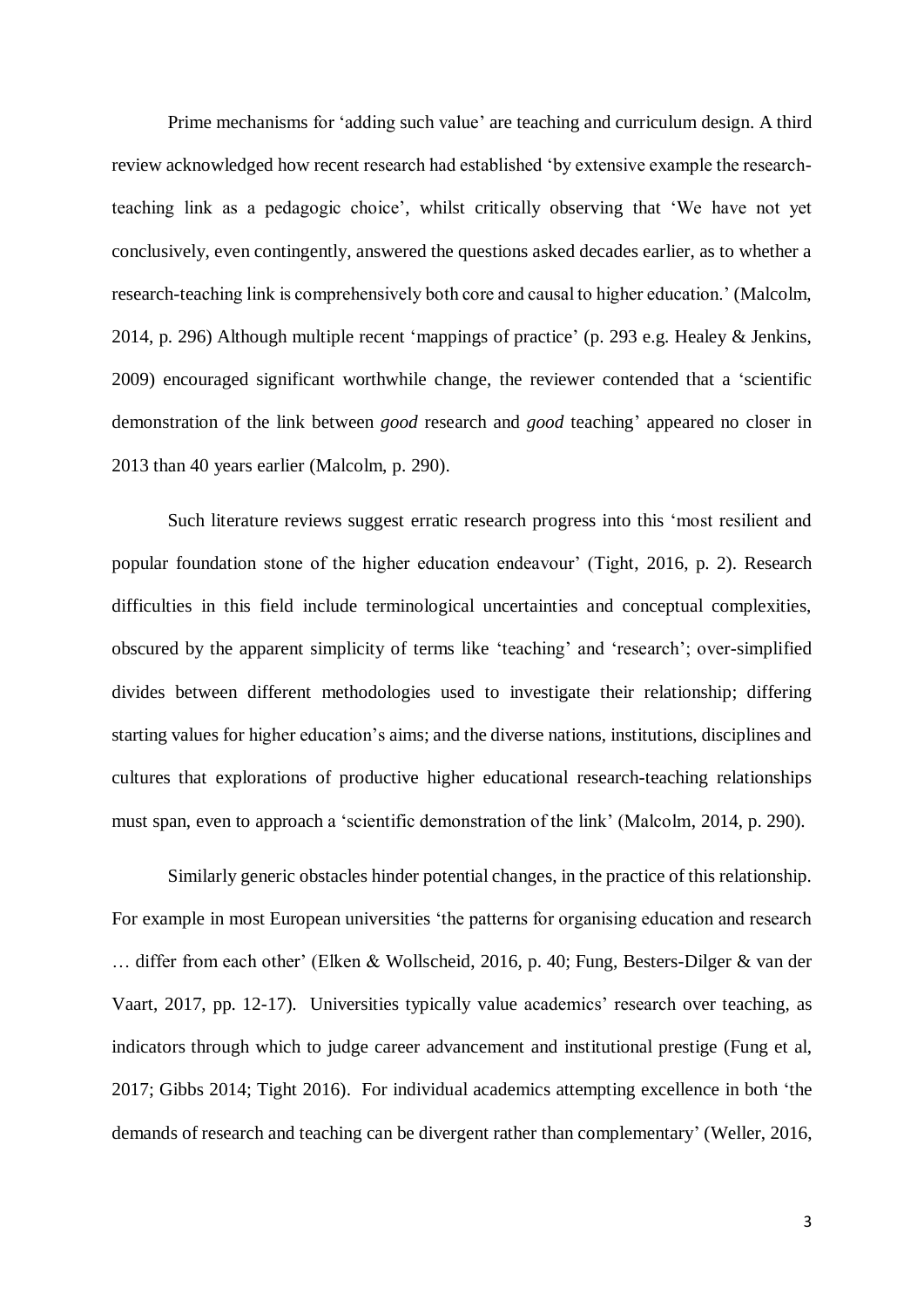Prime mechanisms for 'adding such value' are teaching and curriculum design. A third review acknowledged how recent research had established 'by extensive example the research-teaching link as a pedagogic choice', whilst critically observing that 'We have not yet conclusively, even contingently, answered the questions asked decades earlier, as to whether a research-teaching link is comprehensively both core and causal to higher education.' (Malcolm, 2014, p. 296) Although multiple recent 'mappings of practice' (p. 293 e.g. Healey & Jenkins, 2009) encouraged significant worthwhile change, the reviewer contended that a 'scientific demonstration of the link between *good* research and *good* teaching' appeared no closer in 2013 than 40 years earlier (Malcolm, p. 290).

Such literature reviews suggest erratic research progress into this 'most resilient and popular foundation stone of the higher education endeavour' (Tight, 2016, p. 2). Research difficulties in this field include terminological uncertainties and conceptual complexities, obscured by the apparent simplicity of terms like 'teaching' and 'research'; over-simplified divides between different methodologies used to investigate their relationship; differing starting values for higher education's aims; and the diverse nations, institutions, disciplines and cultures that explorations of productive higher educational research-teaching relationships must span, even to approach a 'scientific demonstration of the link' (Malcolm, 2014, p. 290).

Similarly generic obstacles hinder potential changes, in the practice of this relationship. For example in most European universities 'the patterns for organising education and research … differ from each other' (Elken & Wollscheid, 2016, p. 40; Fung, Besters-Dilger & van der Vaart, 2017, pp. 12-17). Universities typically value academics' research over teaching, as indicators through which to judge career advancement and institutional prestige (Fung et al, 2017; Gibbs 2014; Tight 2016). For individual academics attempting excellence in both 'the demands of research and teaching can be divergent rather than complementary' (Weller, 2016,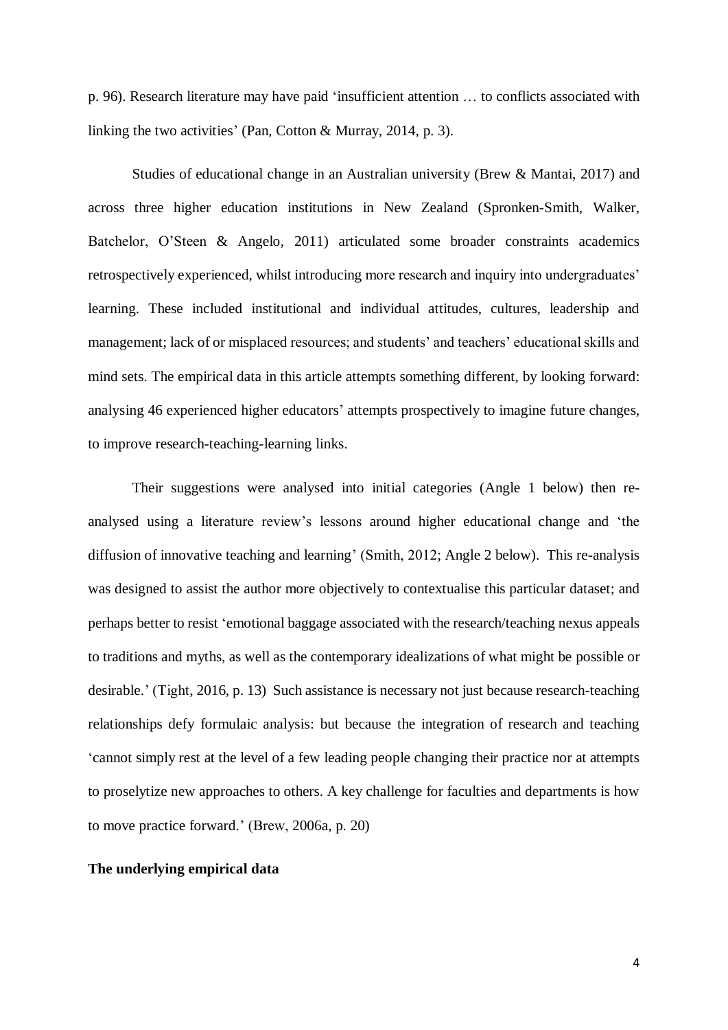p. 96). Research literature may have paid 'insufficient attention … to conflicts associated with linking the two activities' (Pan, Cotton & Murray, 2014, p. 3).

Studies of educational change in an Australian university (Brew & Mantai, 2017) and across three higher education institutions in New Zealand (Spronken-Smith, Walker, Batchelor, O'Steen & Angelo, 2011) articulated some broader constraints academics retrospectively experienced, whilst introducing more research and inquiry into undergraduates' learning. These included institutional and individual attitudes, cultures, leadership and management; lack of or misplaced resources; and students' and teachers' educational skills and mind sets. The empirical data in this article attempts something different, by looking forward: analysing 46 experienced higher educators' attempts prospectively to imagine future changes, to improve research-teaching-learning links.

Their suggestions were analysed into initial categories (Angle 1 below) then re-analysed using a literature review's lessons around higher educational change and 'the diffusion of innovative teaching and learning' (Smith, 2012; Angle 2 below). This re-analysis was designed to assist the author more objectively to contextualise this particular dataset; and perhaps better to resist 'emotional baggage associated with the research/teaching nexus appeals to traditions and myths, as well as the contemporary idealizations of what might be possible or desirable.' (Tight, 2016, p. 13) Such assistance is necessary not just because research-teaching relationships defy formulaic analysis: but because the integration of research and teaching 'cannot simply rest at the level of a few leading people changing their practice nor at attempts to proselytize new approaches to others. A key challenge for faculties and departments is how to move practice forward.' (Brew, 2006a, p. 20)

**The underlying empirical data**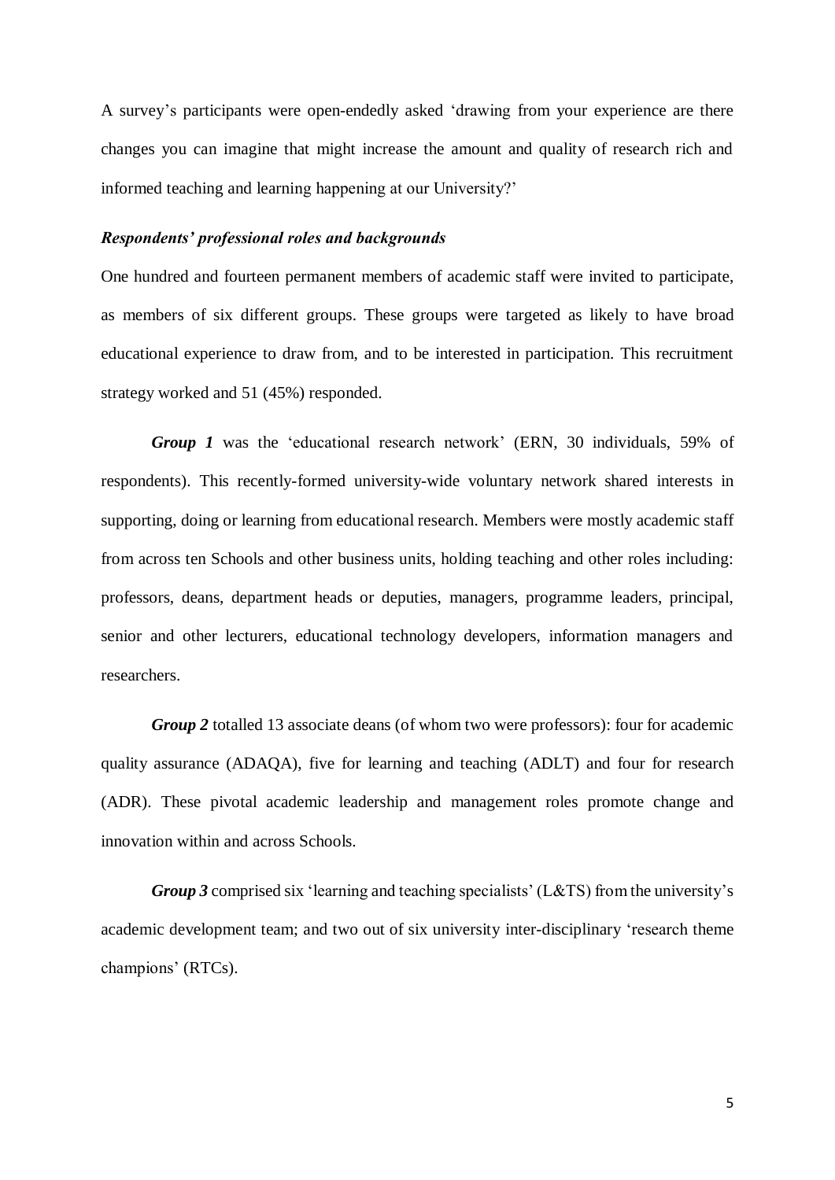A survey's participants were open-endedly asked 'drawing from your experience are there changes you can imagine that might increase the amount and quality of research rich and informed teaching and learning happening at our University?'

### *Respondents' professional roles and backgrounds*

One hundred and fourteen permanent members of academic staff were invited to participate, as members of six different groups. These groups were targeted as likely to have broad educational experience to draw from, and to be interested in participation. This recruitment strategy worked and 51 (45%) responded.

***Group 1*** was the 'educational research network' (ERN, 30 individuals, 59% of respondents). This recently-formed university-wide voluntary network shared interests in supporting, doing or learning from educational research. Members were mostly academic staff from across ten Schools and other business units, holding teaching and other roles including: professors, deans, department heads or deputies, managers, programme leaders, principal, senior and other lecturers, educational technology developers, information managers and researchers.

***Group 2*** totalled 13 associate deans (of whom two were professors): four for academic quality assurance (ADAQA), five for learning and teaching (ADLT) and four for research (ADR). These pivotal academic leadership and management roles promote change and innovation within and across Schools.

***Group 3*** comprised six 'learning and teaching specialists' (L&TS) from the university's academic development team; and two out of six university inter-disciplinary 'research theme champions' (RTCs).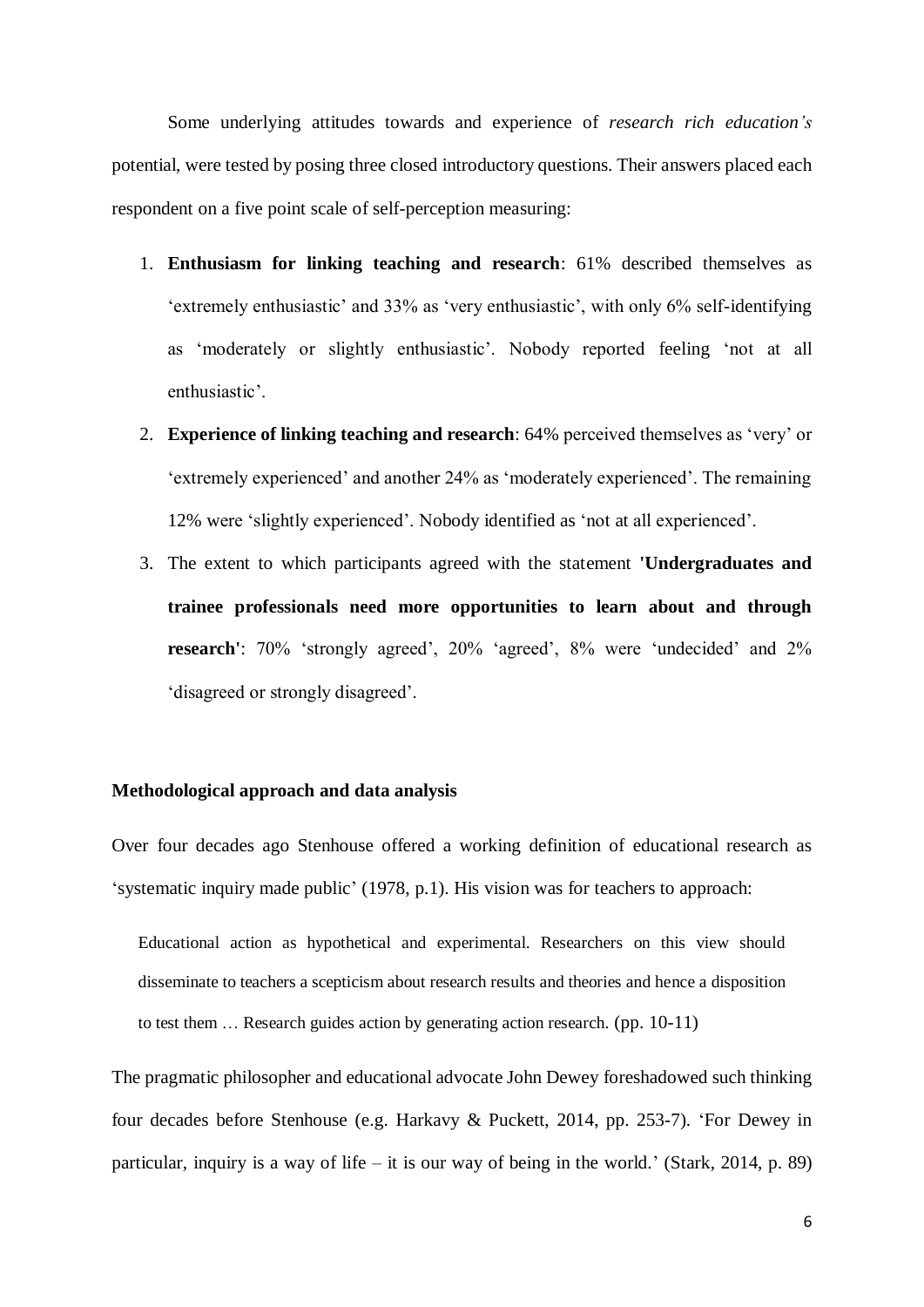Some underlying attitudes towards and experience of *research rich education's* potential, were tested by posing three closed introductory questions. Their answers placed each respondent on a five point scale of self-perception measuring:

1. **Enthusiasm for linking teaching and research**: 61% described themselves as 'extremely enthusiastic' and 33% as 'very enthusiastic', with only 6% self-identifying as 'moderately or slightly enthusiastic'. Nobody reported feeling 'not at all enthusiastic'.
2. **Experience of linking teaching and research**: 64% perceived themselves as 'very' or 'extremely experienced' and another 24% as 'moderately experienced'. The remaining 12% were 'slightly experienced'. Nobody identified as 'not at all experienced'.
3. The extent to which participants agreed with the statement **'Undergraduates and trainee professionals need more opportunities to learn about and through research'**: 70% 'strongly agreed', 20% 'agreed', 8% were 'undecided' and 2% 'disagreed or strongly disagreed'.

### Methodological approach and data analysis

Over four decades ago Stenhouse offered a working definition of educational research as 'systematic inquiry made public' (1978, p.1). His vision was for teachers to approach:

> Educational action as hypothetical and experimental. Researchers on this view should disseminate to teachers a scepticism about research results and theories and hence a disposition to test them … Research guides action by generating action research. (pp. 10-11)

The pragmatic philosopher and educational advocate John Dewey foreshadowed such thinking four decades before Stenhouse (e.g. Harkavy & Puckett, 2014, pp. 253-7). 'For Dewey in particular, inquiry is a way of life – it is our way of being in the world.' (Stark, 2014, p. 89)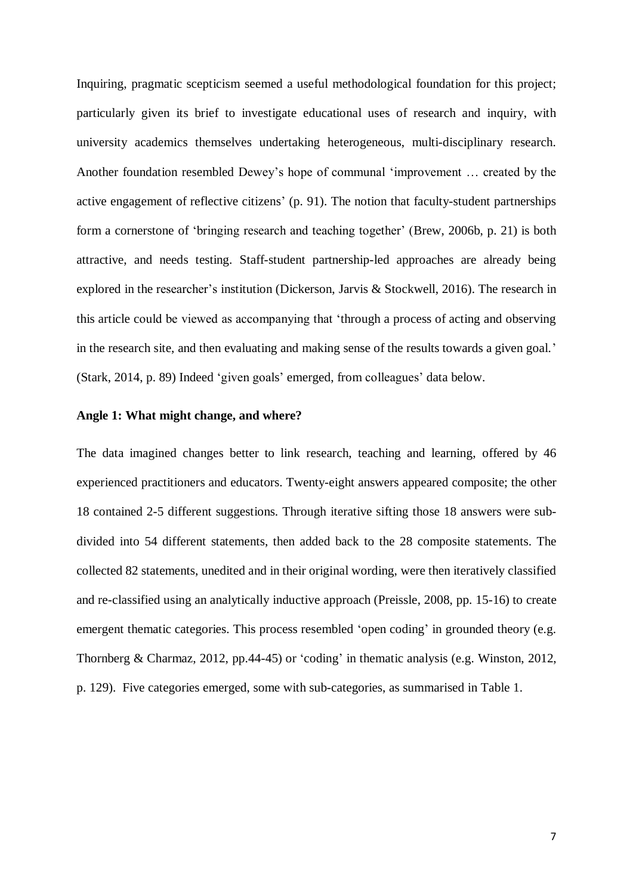Inquiring, pragmatic scepticism seemed a useful methodological foundation for this project; particularly given its brief to investigate educational uses of research and inquiry, with university academics themselves undertaking heterogeneous, multi-disciplinary research. Another foundation resembled Dewey's hope of communal 'improvement … created by the active engagement of reflective citizens' (p. 91). The notion that faculty-student partnerships form a cornerstone of 'bringing research and teaching together' (Brew, 2006b, p. 21) is both attractive, and needs testing. Staff-student partnership-led approaches are already being explored in the researcher's institution (Dickerson, Jarvis & Stockwell, 2016). The research in this article could be viewed as accompanying that 'through a process of acting and observing in the research site, and then evaluating and making sense of the results towards a given goal.' (Stark, 2014, p. 89) Indeed 'given goals' emerged, from colleagues' data below.

**Angle 1: What might change, and where?**

The data imagined changes better to link research, teaching and learning, offered by 46 experienced practitioners and educators. Twenty-eight answers appeared composite; the other 18 contained 2-5 different suggestions. Through iterative sifting those 18 answers were sub-divided into 54 different statements, then added back to the 28 composite statements. The collected 82 statements, unedited and in their original wording, were then iteratively classified and re-classified using an analytically inductive approach (Preissle, 2008, pp. 15-16) to create emergent thematic categories. This process resembled 'open coding' in grounded theory (e.g. Thornberg & Charmaz, 2012, pp.44-45) or 'coding' in thematic analysis (e.g. Winston, 2012, p. 129). Five categories emerged, some with sub-categories, as summarised in Table 1.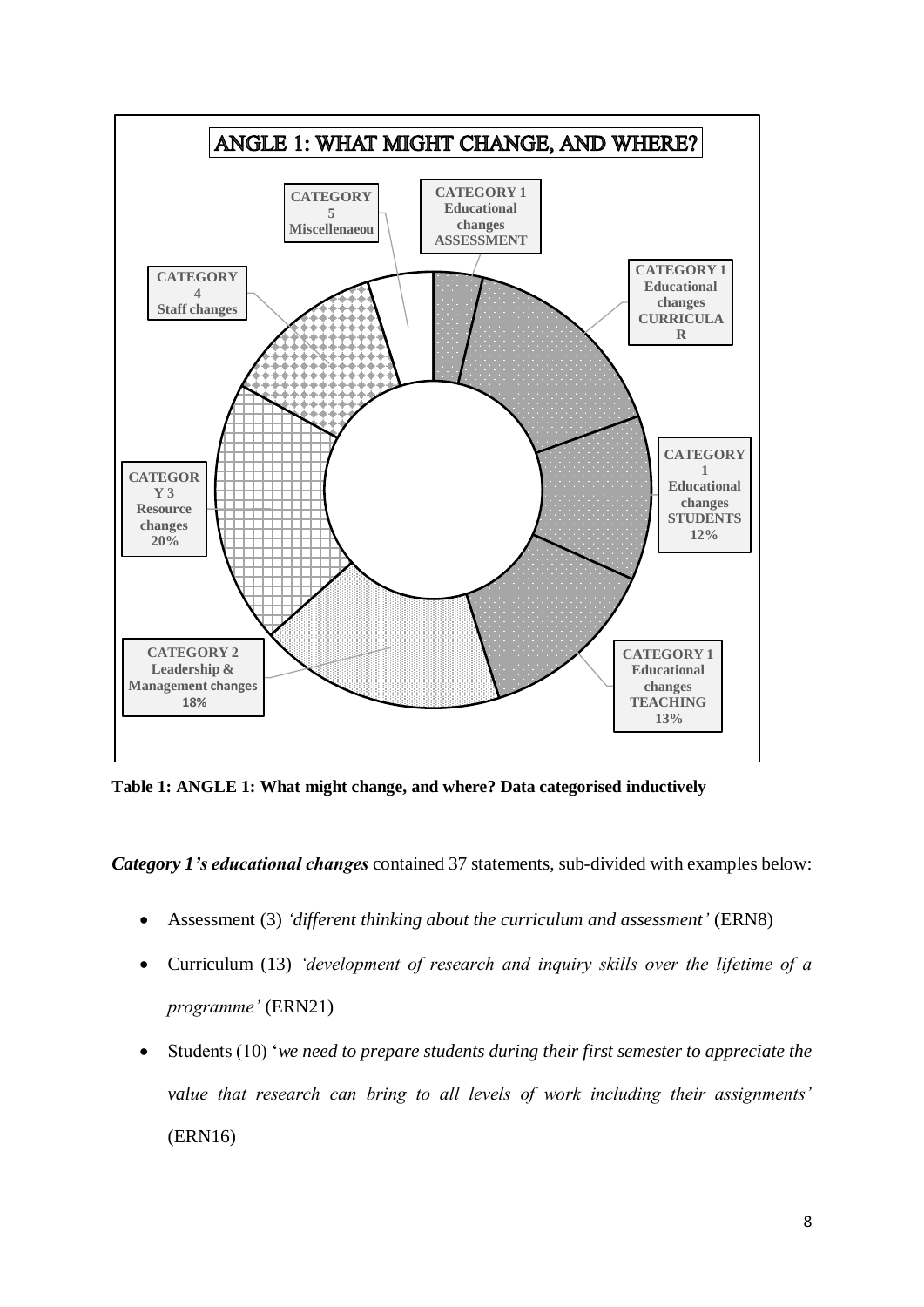**ANGLE 1: WHAT MIGHT CHANGE, AND WHERE?**

- CATEGORY 1 Educational changes ASSESSMENT
- CATEGORY 1 Educational changes CURRICULAR
- CATEGORY 1 Educational changes STUDENTS 12%
- CATEGORY 1 Educational changes TEACHING 13%
- CATEGORY 2 Leadership & Management changes 18%
- CATEGORY 3 Resource changes 20%
- CATEGORY 4 Staff changes
- CATEGORY 5 Miscellenaeou

**Table 1: ANGLE 1: What might change, and where? Data categorised inductively**

***Category 1's educational changes*** contained 37 statements, sub-divided with examples below:

- Assessment (3) *'different thinking about the curriculum and assessment'* (ERN8)
- Curriculum (13) *'development of research and inquiry skills over the lifetime of a programme'* (ERN21)
- Students (10) '*we need to prepare students during their first semester to appreciate the value that research can bring to all levels of work including their assignments'* (ERN16)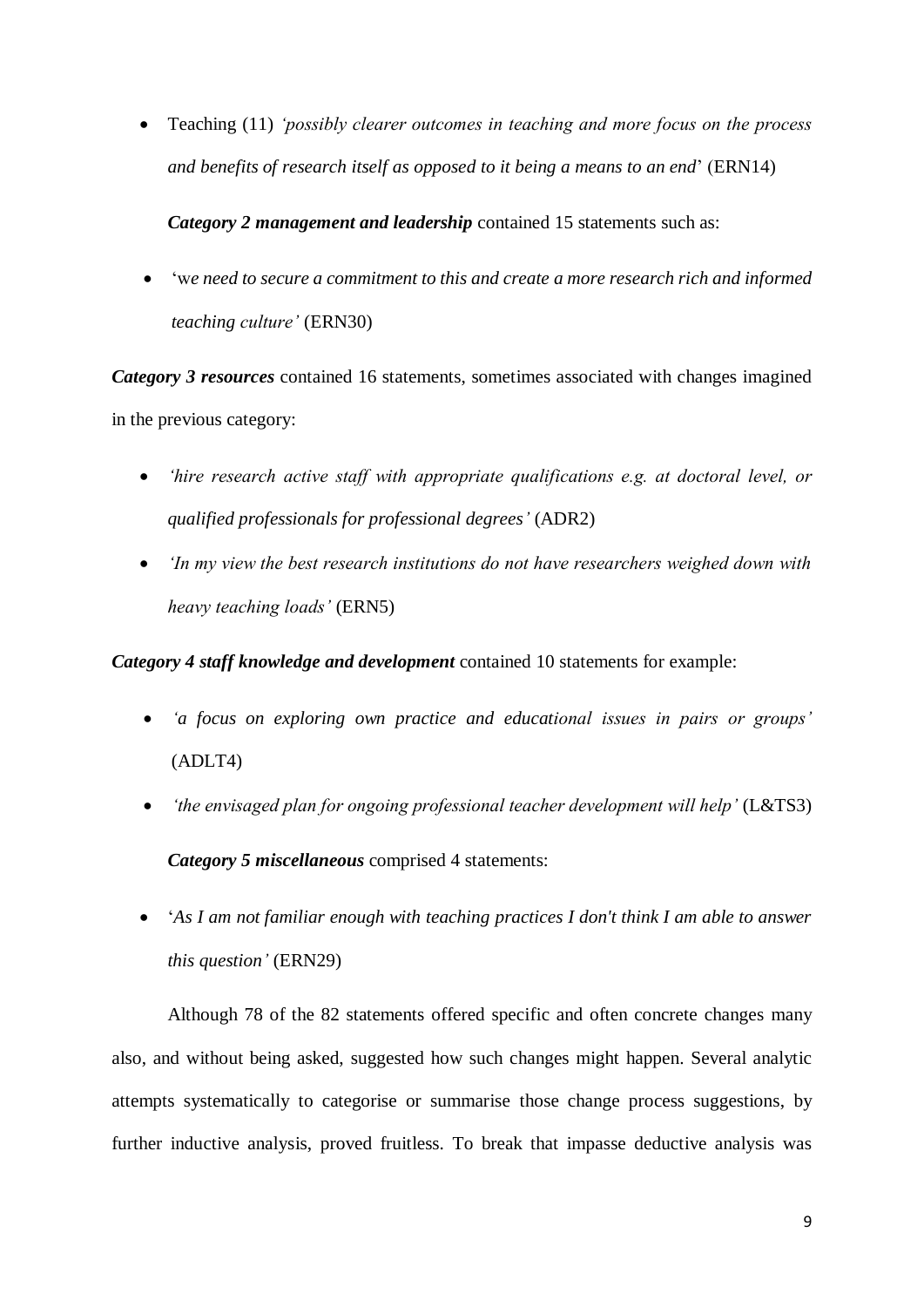- Teaching (11) *'possibly clearer outcomes in teaching and more focus on the process and benefits of research itself as opposed to it being a means to an end*' (ERN14)

***Category 2 management and leadership*** contained 15 statements such as:

- '*we need to secure a commitment to this and create a more research rich and informed teaching culture'* (ERN30)

***Category 3 resources*** contained 16 statements, sometimes associated with changes imagined in the previous category:

- *'hire research active staff with appropriate qualifications e.g. at doctoral level, or qualified professionals for professional degrees'* (ADR2)
- *'In my view the best research institutions do not have researchers weighed down with heavy teaching loads'* (ERN5)

***Category 4 staff knowledge and development*** contained 10 statements for example:

- *'a focus on exploring own practice and educational issues in pairs or groups'* (ADLT4)
- *'the envisaged plan for ongoing professional teacher development will help'* (L&TS3)

***Category 5 miscellaneous*** comprised 4 statements:

- '*As I am not familiar enough with teaching practices I don't think I am able to answer this question'* (ERN29)

Although 78 of the 82 statements offered specific and often concrete changes many also, and without being asked, suggested how such changes might happen. Several analytic attempts systematically to categorise or summarise those change process suggestions, by further inductive analysis, proved fruitless. To break that impasse deductive analysis was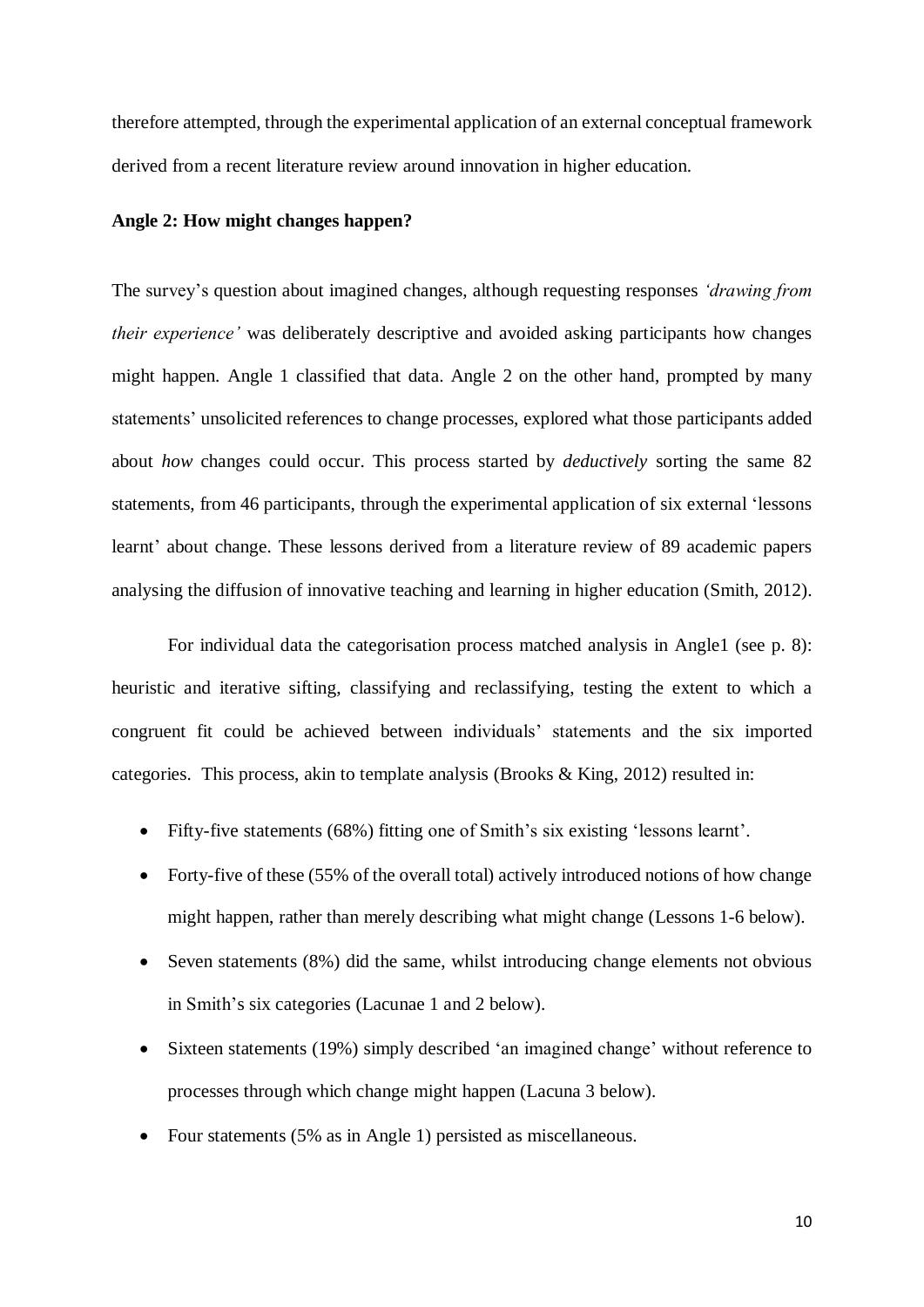therefore attempted, through the experimental application of an external conceptual framework derived from a recent literature review around innovation in higher education.

**Angle 2: How might changes happen?**

The survey's question about imagined changes, although requesting responses *'drawing from their experience'* was deliberately descriptive and avoided asking participants how changes might happen. Angle 1 classified that data. Angle 2 on the other hand, prompted by many statements' unsolicited references to change processes, explored what those participants added about *how* changes could occur. This process started by *deductively* sorting the same 82 statements, from 46 participants, through the experimental application of six external 'lessons learnt' about change. These lessons derived from a literature review of 89 academic papers analysing the diffusion of innovative teaching and learning in higher education (Smith, 2012).

For individual data the categorisation process matched analysis in Angle1 (see p. 8): heuristic and iterative sifting, classifying and reclassifying, testing the extent to which a congruent fit could be achieved between individuals' statements and the six imported categories. This process, akin to template analysis (Brooks & King, 2012) resulted in:

- Fifty-five statements (68%) fitting one of Smith's six existing 'lessons learnt'.
- Forty-five of these (55% of the overall total) actively introduced notions of how change might happen, rather than merely describing what might change (Lessons 1-6 below).
- Seven statements (8%) did the same, whilst introducing change elements not obvious in Smith's six categories (Lacunae 1 and 2 below).
- Sixteen statements (19%) simply described 'an imagined change' without reference to processes through which change might happen (Lacuna 3 below).
- Four statements (5% as in Angle 1) persisted as miscellaneous.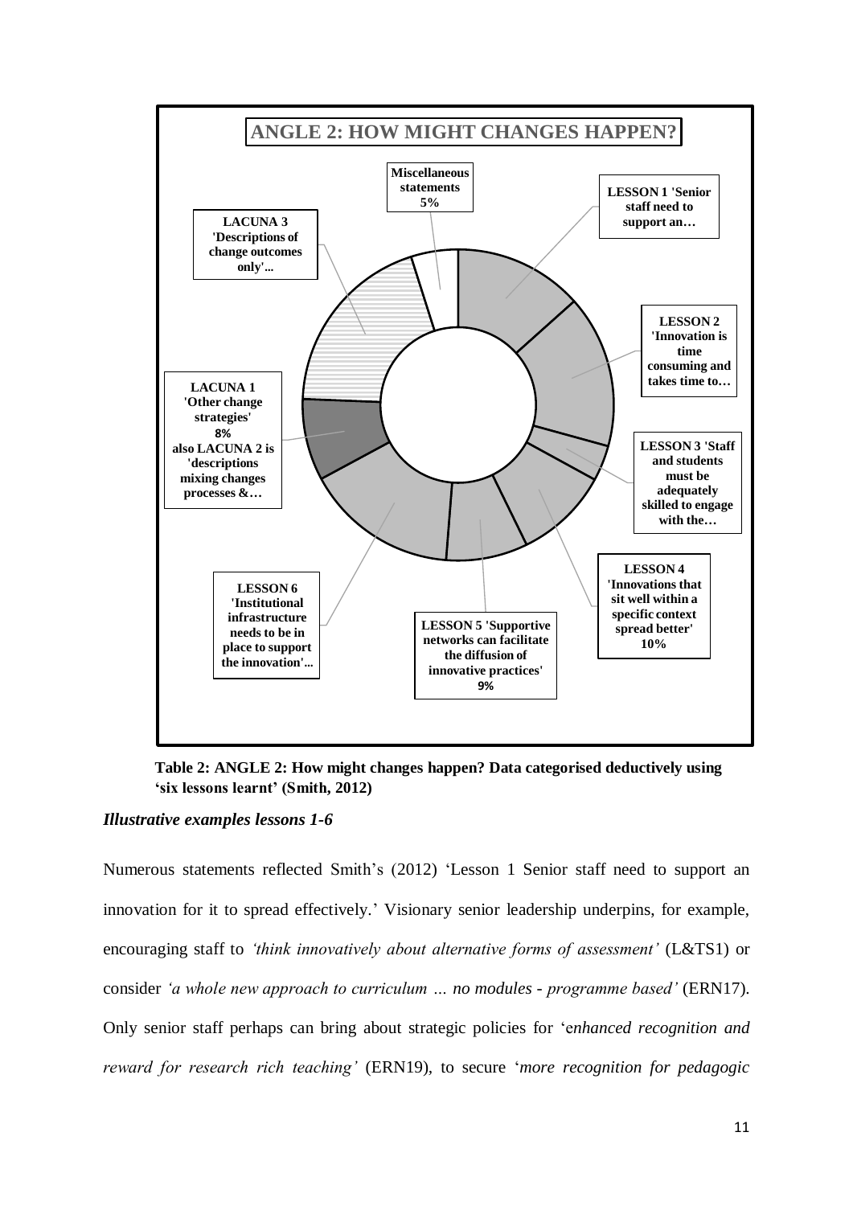**ANGLE 2: HOW MIGHT CHANGES HAPPEN?**

- **Miscellaneous statements 5%**
- **LESSON 1 'Senior staff need to support an…**
- **LESSON 2 'Innovation is time consuming and takes time to…**
- **LESSON 3 'Staff and students must be adequately skilled to engage with the…**
- **LESSON 4 'Innovations that sit well within a specific context spread better' 10%**
- **LESSON 5 'Supportive networks can facilitate the diffusion of innovative practices' 9%**
- **LESSON 6 'Institutional infrastructure needs to be in place to support the innovation'...**
- **LACUNA 1 'Other change strategies' 8% also LACUNA 2 is 'descriptions mixing changes processes &…**
- **LACUNA 3 'Descriptions of change outcomes only'...**

**Table 2: ANGLE 2: How might changes happen? Data categorised deductively using 'six lessons learnt' (Smith, 2012)**

### *Illustrative examples lessons 1-6*

Numerous statements reflected Smith's (2012) 'Lesson 1 Senior staff need to support an innovation for it to spread effectively.' Visionary senior leadership underpins, for example, encouraging staff to *'think innovatively about alternative forms of assessment'* (L&TS1) or consider *'a whole new approach to curriculum … no modules - programme based'* (ERN17). Only senior staff perhaps can bring about strategic policies for 'e*nhanced recognition and reward for research rich teaching'* (ERN19), to secure '*more recognition for pedagogic*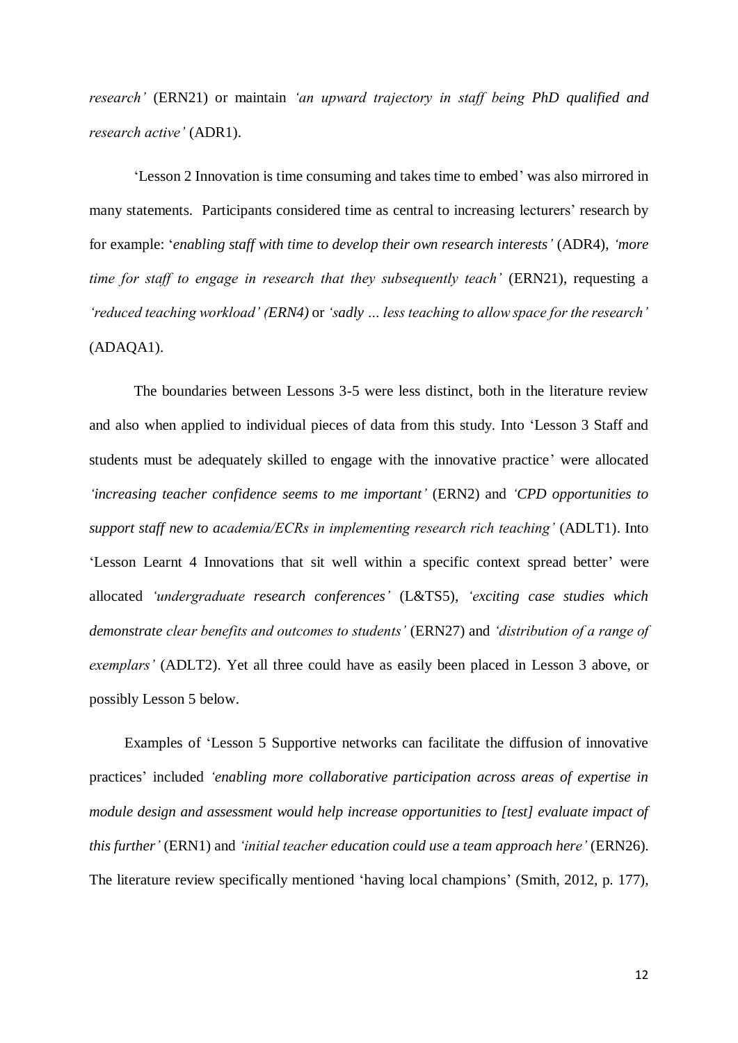*research'* (ERN21) or maintain *'an upward trajectory in staff being PhD qualified and research active'* (ADR1).

'Lesson 2 Innovation is time consuming and takes time to embed' was also mirrored in many statements. Participants considered time as central to increasing lecturers' research by for example: '*enabling staff with time to develop their own research interests'* (ADR4), *'more time for staff to engage in research that they subsequently teach'* (ERN21), requesting a *'reduced teaching workload' (ERN4)* or *'sadly … less teaching to allow space for the research'* (ADAQA1).

The boundaries between Lessons 3-5 were less distinct, both in the literature review and also when applied to individual pieces of data from this study. Into 'Lesson 3 Staff and students must be adequately skilled to engage with the innovative practice' were allocated *'increasing teacher confidence seems to me important'* (ERN2) and *'CPD opportunities to support staff new to academia/ECRs in implementing research rich teaching'* (ADLT1). Into 'Lesson Learnt 4 Innovations that sit well within a specific context spread better' were allocated *'undergraduate research conferences'* (L&TS5), *'exciting case studies which demonstrate clear benefits and outcomes to students'* (ERN27) and *'distribution of a range of exemplars'* (ADLT2). Yet all three could have as easily been placed in Lesson 3 above, or possibly Lesson 5 below.

Examples of 'Lesson 5 Supportive networks can facilitate the diffusion of innovative practices' included *'enabling more collaborative participation across areas of expertise in module design and assessment would help increase opportunities to [test] evaluate impact of this further'* (ERN1) and *'initial teacher education could use a team approach here'* (ERN26). The literature review specifically mentioned 'having local champions' (Smith, 2012, p. 177),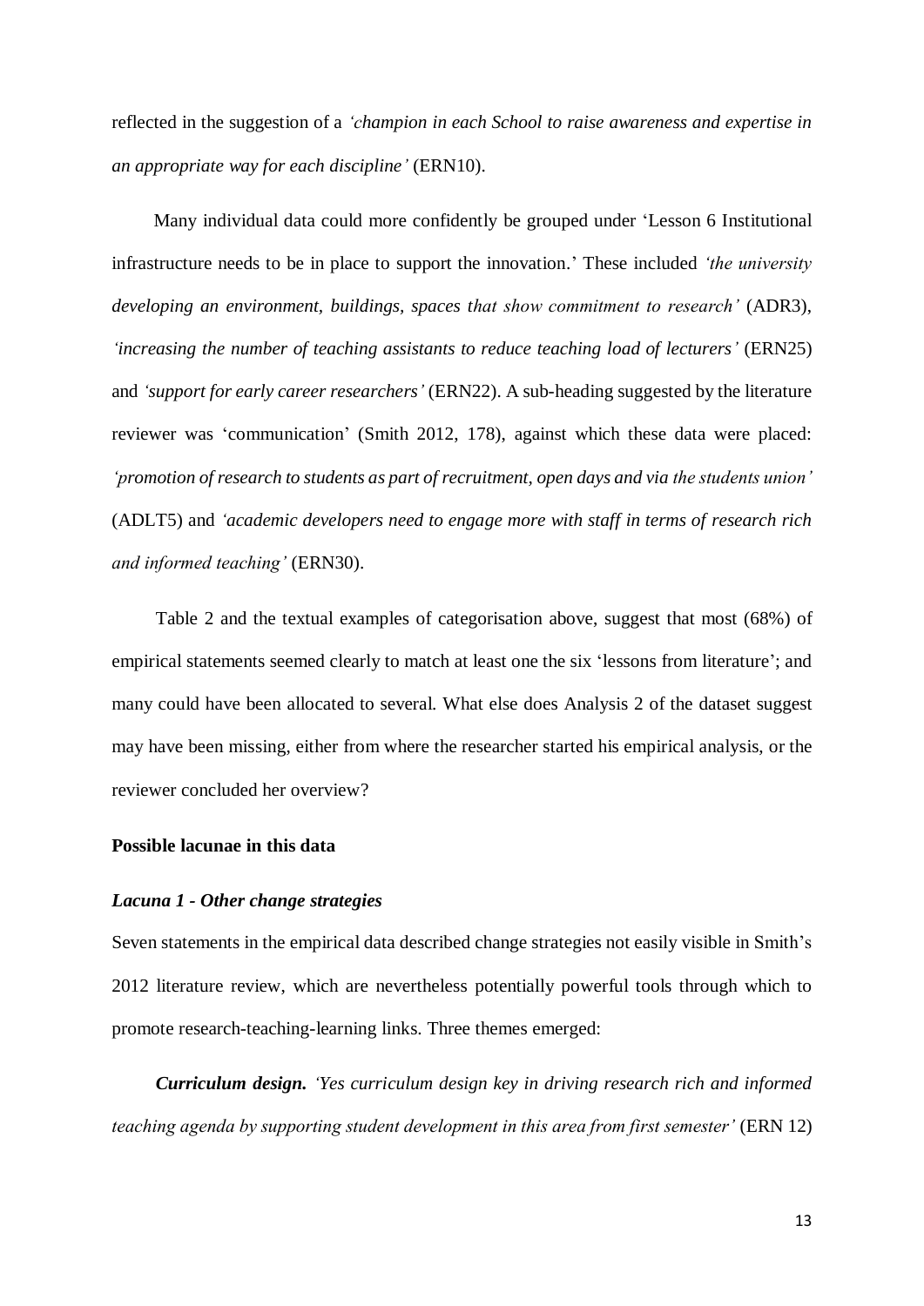reflected in the suggestion of a *'champion in each School to raise awareness and expertise in an appropriate way for each discipline'* (ERN10).

Many individual data could more confidently be grouped under 'Lesson 6 Institutional infrastructure needs to be in place to support the innovation.' These included *'the university developing an environment, buildings, spaces that show commitment to research'* (ADR3), *'increasing the number of teaching assistants to reduce teaching load of lecturers'* (ERN25) and *'support for early career researchers'* (ERN22). A sub-heading suggested by the literature reviewer was 'communication' (Smith 2012, 178), against which these data were placed: *'promotion of research to students as part of recruitment, open days and via the students union'* (ADLT5) and *'academic developers need to engage more with staff in terms of research rich and informed teaching'* (ERN30).

Table 2 and the textual examples of categorisation above, suggest that most (68%) of empirical statements seemed clearly to match at least one the six 'lessons from literature'; and many could have been allocated to several. What else does Analysis 2 of the dataset suggest may have been missing, either from where the researcher started his empirical analysis, or the reviewer concluded her overview?

### Possible lacunae in this data

#### *Lacuna 1 - Other change strategies*

Seven statements in the empirical data described change strategies not easily visible in Smith's 2012 literature review, which are nevertheless potentially powerful tools through which to promote research-teaching-learning links. Three themes emerged:

***Curriculum design.*** *'Yes curriculum design key in driving research rich and informed teaching agenda by supporting student development in this area from first semester'* (ERN 12)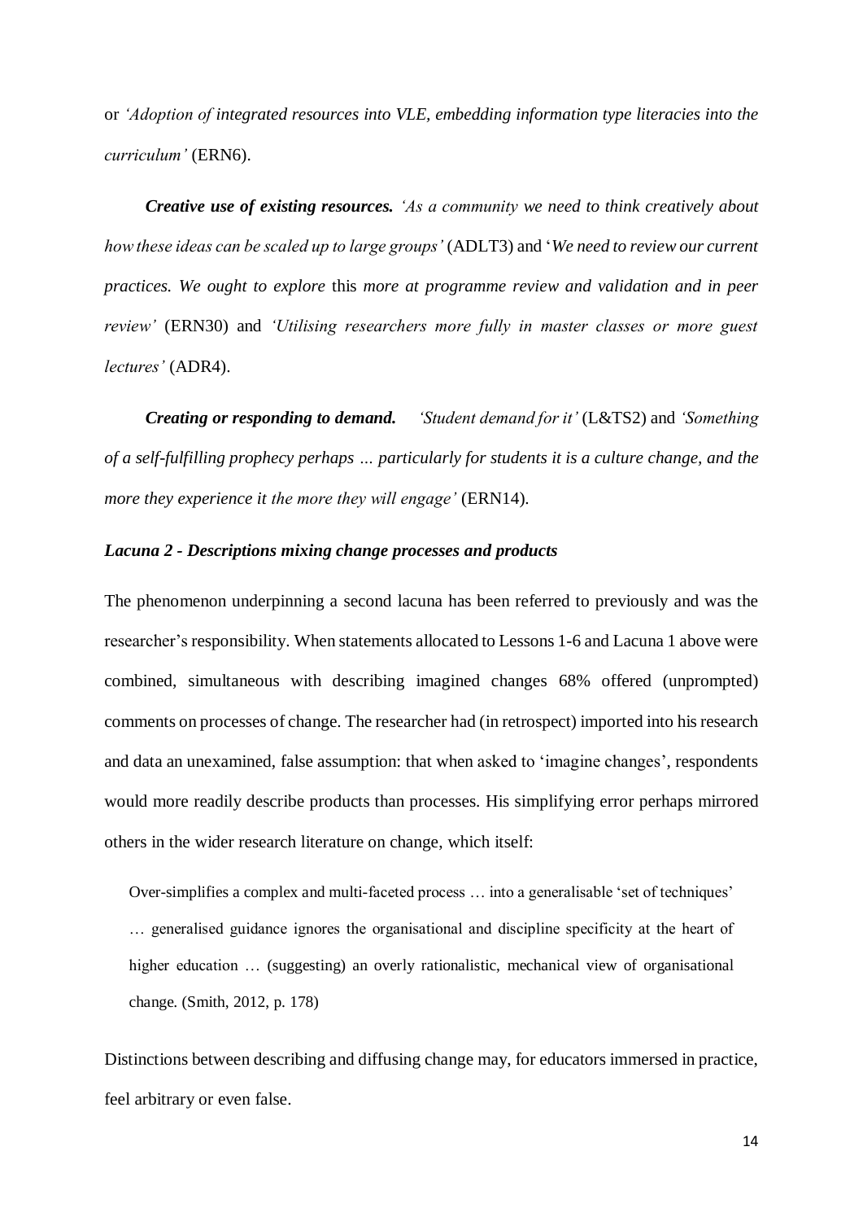or *'Adoption of integrated resources into VLE, embedding information type literacies into the curriculum'* (ERN6).

***Creative use of existing resources.*** *'As a community we need to think creatively about how these ideas can be scaled up to large groups'* (ADLT3) and '*We need to review our current practices. We ought to explore* this *more at programme review and validation and in peer review'* (ERN30) and *'Utilising researchers more fully in master classes or more guest lectures'* (ADR4).

***Creating or responding to demand.*** *'Student demand for it'* (L&TS2) and *'Something of a self-fulfilling prophecy perhaps … particularly for students it is a culture change, and the more they experience it the more they will engage'* (ERN14).

### *Lacuna 2 - Descriptions mixing change processes and products*

The phenomenon underpinning a second lacuna has been referred to previously and was the researcher's responsibility. When statements allocated to Lessons 1-6 and Lacuna 1 above were combined, simultaneous with describing imagined changes 68% offered (unprompted) comments on processes of change. The researcher had (in retrospect) imported into his research and data an unexamined, false assumption: that when asked to 'imagine changes', respondents would more readily describe products than processes. His simplifying error perhaps mirrored others in the wider research literature on change, which itself:

> Over-simplifies a complex and multi-faceted process … into a generalisable 'set of techniques' … generalised guidance ignores the organisational and discipline specificity at the heart of higher education … (suggesting) an overly rationalistic, mechanical view of organisational change. (Smith, 2012, p. 178)

Distinctions between describing and diffusing change may, for educators immersed in practice, feel arbitrary or even false.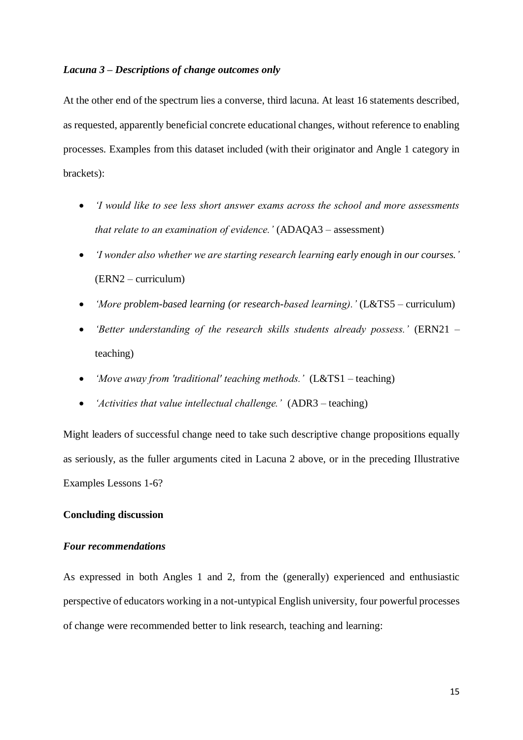### *Lacuna 3 – Descriptions of change outcomes only*

At the other end of the spectrum lies a converse, third lacuna. At least 16 statements described, as requested, apparently beneficial concrete educational changes, without reference to enabling processes. Examples from this dataset included (with their originator and Angle 1 category in brackets):

- *'I would like to see less short answer exams across the school and more assessments that relate to an examination of evidence.'* (ADAQA3 – assessment)
- *'I wonder also whether we are starting research learning early enough in our courses.'* (ERN2 – curriculum)
- *'More problem-based learning (or research-based learning).'* (L&TS5 – curriculum)
- *'Better understanding of the research skills students already possess.'* (ERN21 – teaching)
- *'Move away from 'traditional' teaching methods.'* (L&TS1 – teaching)
- *'Activities that value intellectual challenge.'* (ADR3 – teaching)

Might leaders of successful change need to take such descriptive change propositions equally as seriously, as the fuller arguments cited in Lacuna 2 above, or in the preceding Illustrative Examples Lessons 1-6?

## Concluding discussion

### *Four recommendations*

As expressed in both Angles 1 and 2, from the (generally) experienced and enthusiastic perspective of educators working in a not-untypical English university, four powerful processes of change were recommended better to link research, teaching and learning: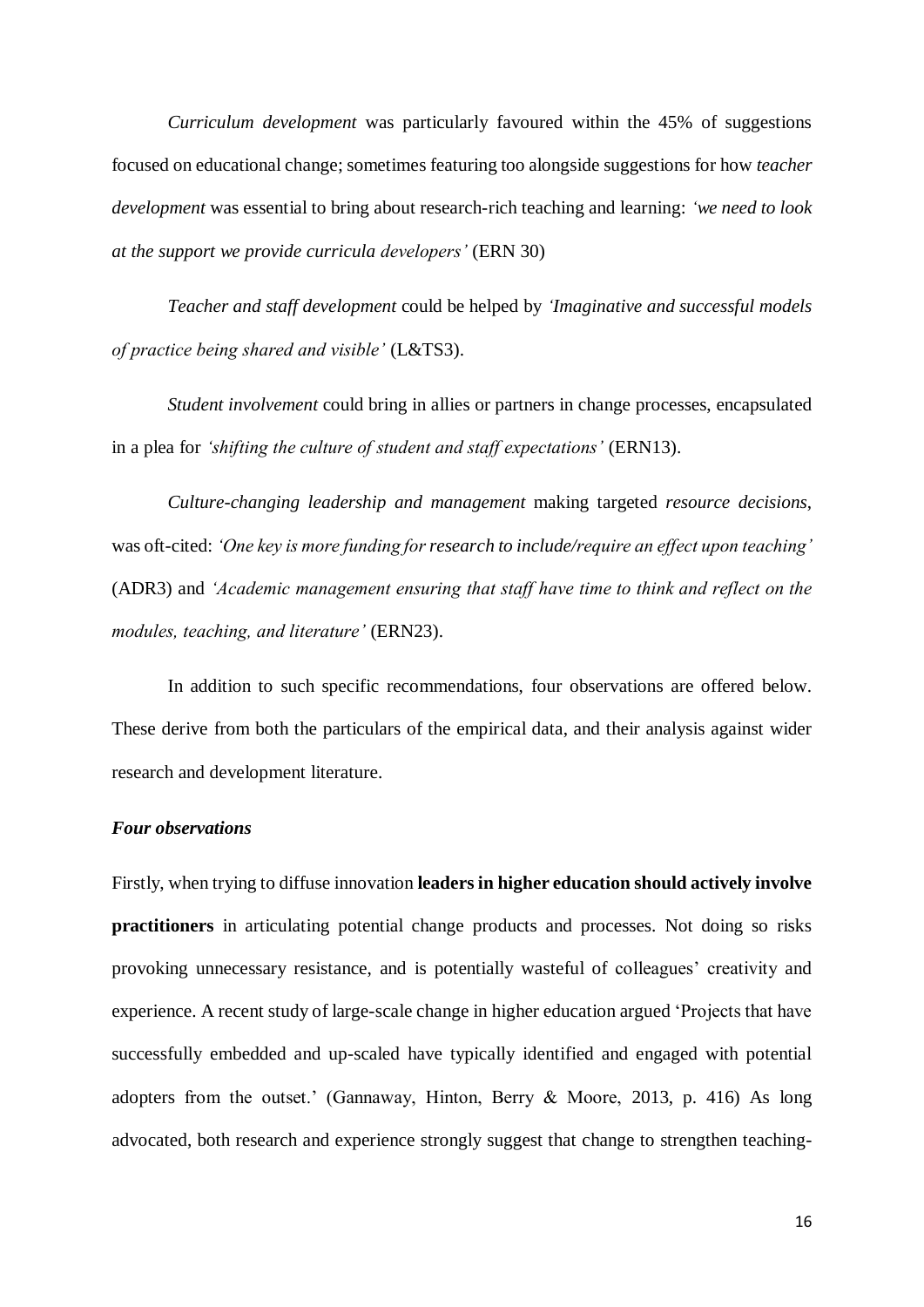*Curriculum development* was particularly favoured within the 45% of suggestions focused on educational change; sometimes featuring too alongside suggestions for how *teacher development* was essential to bring about research-rich teaching and learning: *'we need to look at the support we provide curricula developers'* (ERN 30)

*Teacher and staff development* could be helped by *'Imaginative and successful models of practice being shared and visible'* (L&TS3).

*Student involvement* could bring in allies or partners in change processes, encapsulated in a plea for *'shifting the culture of student and staff expectations'* (ERN13).

*Culture-changing leadership and management* making targeted *resource decisions*, was oft-cited: *'One key is more funding for research to include/require an effect upon teaching'* (ADR3) and *'Academic management ensuring that staff have time to think and reflect on the modules, teaching, and literature'* (ERN23).

In addition to such specific recommendations, four observations are offered below. These derive from both the particulars of the empirical data, and their analysis against wider research and development literature.

***Four observations***

Firstly, when trying to diffuse innovation **leaders in higher education should actively involve practitioners** in articulating potential change products and processes. Not doing so risks provoking unnecessary resistance, and is potentially wasteful of colleagues' creativity and experience. A recent study of large-scale change in higher education argued 'Projects that have successfully embedded and up-scaled have typically identified and engaged with potential adopters from the outset.' (Gannaway, Hinton, Berry & Moore, 2013, p. 416) As long advocated, both research and experience strongly suggest that change to strengthen teaching-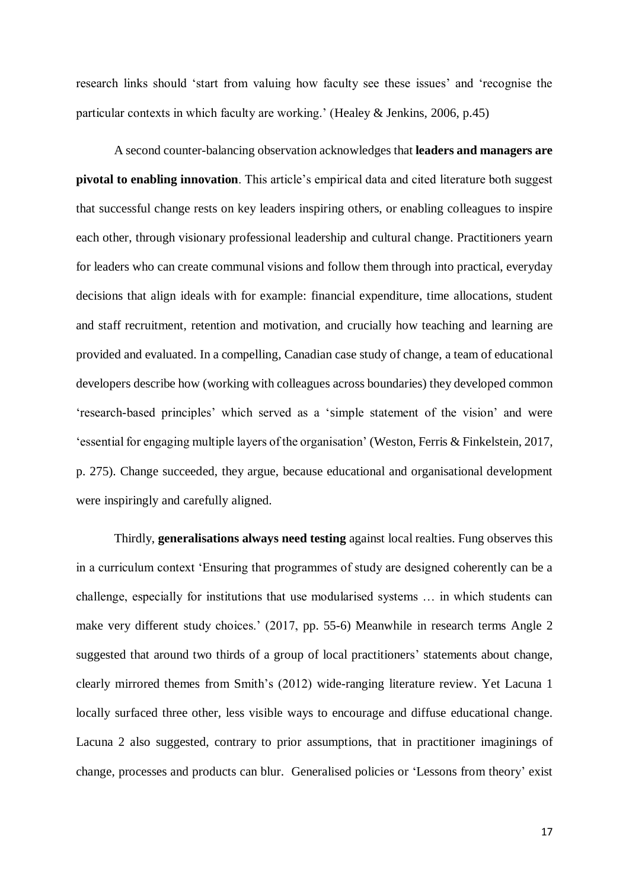research links should 'start from valuing how faculty see these issues' and 'recognise the particular contexts in which faculty are working.' (Healey & Jenkins, 2006, p.45)

A second counter-balancing observation acknowledges that **leaders and managers are pivotal to enabling innovation**. This article's empirical data and cited literature both suggest that successful change rests on key leaders inspiring others, or enabling colleagues to inspire each other, through visionary professional leadership and cultural change. Practitioners yearn for leaders who can create communal visions and follow them through into practical, everyday decisions that align ideals with for example: financial expenditure, time allocations, student and staff recruitment, retention and motivation, and crucially how teaching and learning are provided and evaluated. In a compelling, Canadian case study of change, a team of educational developers describe how (working with colleagues across boundaries) they developed common 'research-based principles' which served as a 'simple statement of the vision' and were 'essential for engaging multiple layers of the organisation' (Weston, Ferris & Finkelstein, 2017, p. 275). Change succeeded, they argue, because educational and organisational development were inspiringly and carefully aligned.

Thirdly, **generalisations always need testing** against local realties. Fung observes this in a curriculum context 'Ensuring that programmes of study are designed coherently can be a challenge, especially for institutions that use modularised systems … in which students can make very different study choices.' (2017, pp. 55-6) Meanwhile in research terms Angle 2 suggested that around two thirds of a group of local practitioners' statements about change, clearly mirrored themes from Smith's (2012) wide-ranging literature review. Yet Lacuna 1 locally surfaced three other, less visible ways to encourage and diffuse educational change. Lacuna 2 also suggested, contrary to prior assumptions, that in practitioner imaginings of change, processes and products can blur. Generalised policies or 'Lessons from theory' exist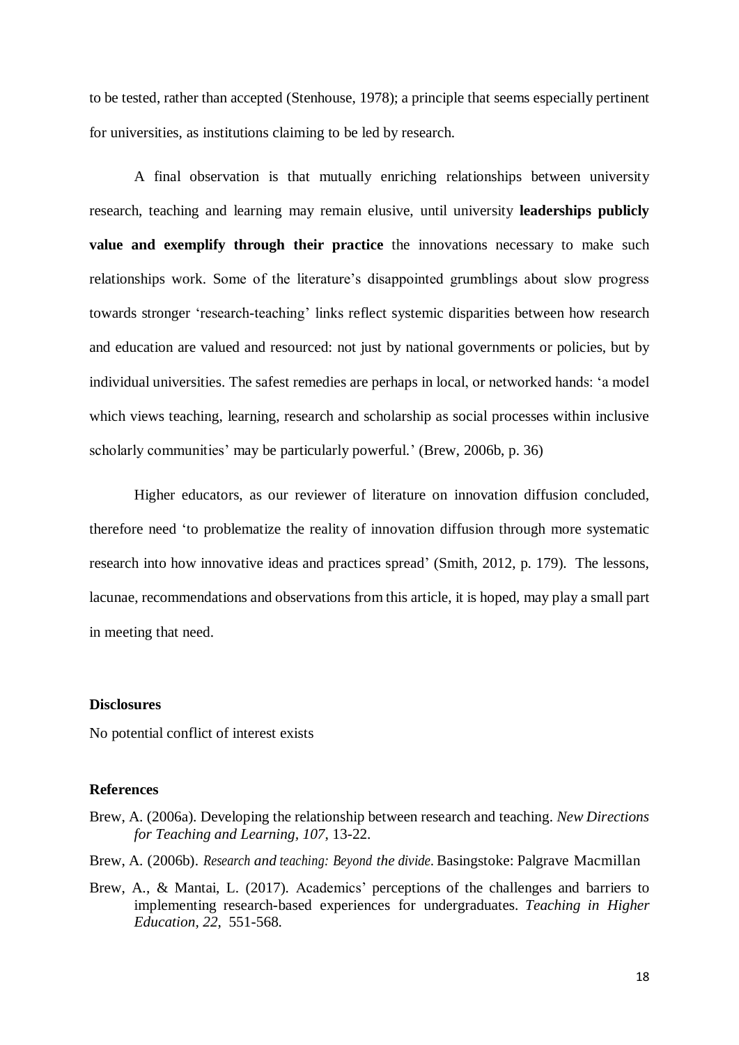to be tested, rather than accepted (Stenhouse, 1978); a principle that seems especially pertinent for universities, as institutions claiming to be led by research.

A final observation is that mutually enriching relationships between university research, teaching and learning may remain elusive, until university **leaderships publicly value and exemplify through their practice** the innovations necessary to make such relationships work. Some of the literature's disappointed grumblings about slow progress towards stronger 'research-teaching' links reflect systemic disparities between how research and education are valued and resourced: not just by national governments or policies, but by individual universities. The safest remedies are perhaps in local, or networked hands: 'a model which views teaching, learning, research and scholarship as social processes within inclusive scholarly communities' may be particularly powerful.' (Brew, 2006b, p. 36)

Higher educators, as our reviewer of literature on innovation diffusion concluded, therefore need 'to problematize the reality of innovation diffusion through more systematic research into how innovative ideas and practices spread' (Smith, 2012, p. 179). The lessons, lacunae, recommendations and observations from this article, it is hoped, may play a small part in meeting that need.

### Disclosures

No potential conflict of interest exists

### References

Brew, A. (2006a). Developing the relationship between research and teaching. *New Directions for Teaching and Learning, 107*, 13-22.

Brew, A. (2006b). *Research and teaching: Beyond the divide.* Basingstoke: Palgrave Macmillan

Brew, A., & Mantai, L. (2017). Academics' perceptions of the challenges and barriers to implementing research-based experiences for undergraduates. *Teaching in Higher Education, 22*, 551-568.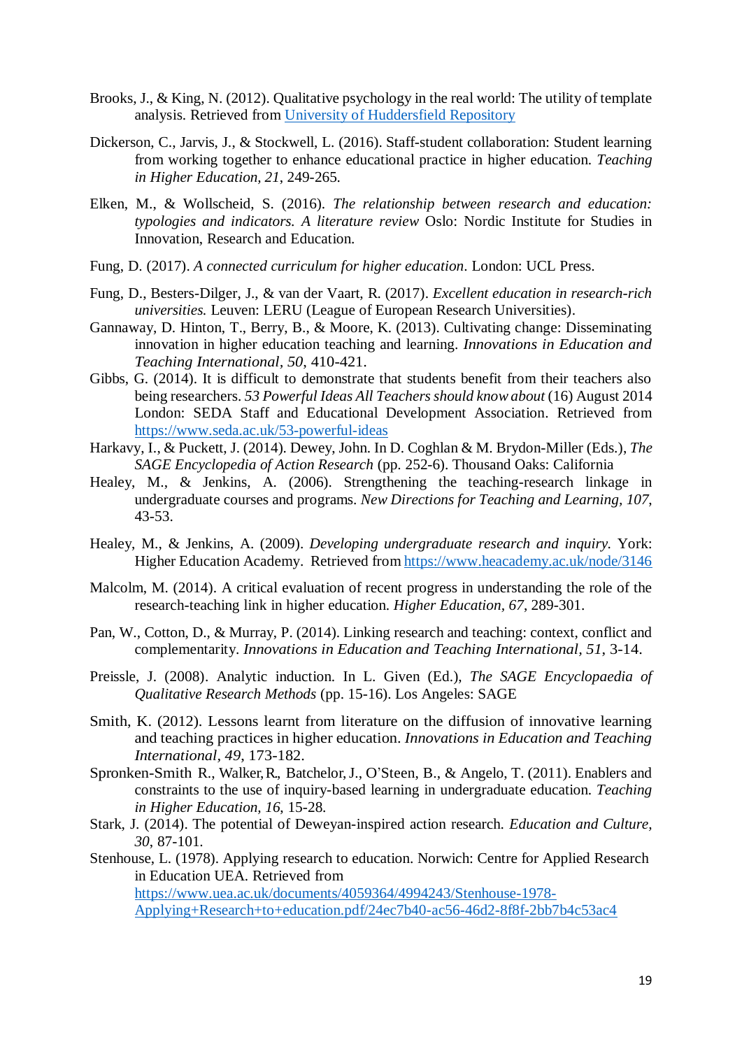Brooks, J., & King, N. (2012). Qualitative psychology in the real world: The utility of template analysis. Retrieved from [University of Huddersfield Repository]()

Dickerson, C., Jarvis, J., & Stockwell, L. (2016). Staff-student collaboration: Student learning from working together to enhance educational practice in higher education. *Teaching in Higher Education, 21*, 249-265.

Elken, M., & Wollscheid, S. (2016). *The relationship between research and education: typologies and indicators. A literature review* Oslo: Nordic Institute for Studies in Innovation, Research and Education.

Fung, D. (2017). *A connected curriculum for higher education*. London: UCL Press.

Fung, D., Besters-Dilger, J., & van der Vaart, R. (2017). *Excellent education in research-rich universities.* Leuven: LERU (League of European Research Universities).

Gannaway, D. Hinton, T., Berry, B., & Moore, K. (2013). Cultivating change: Disseminating innovation in higher education teaching and learning. *Innovations in Education and Teaching International*, *50*, 410-421.

Gibbs, G. (2014). It is difficult to demonstrate that students benefit from their teachers also being researchers. *53 Powerful Ideas All Teachers should know about* (16) August 2014 London: SEDA Staff and Educational Development Association. Retrieved from https://www.seda.ac.uk/53-powerful-ideas

Harkavy, I., & Puckett, J. (2014). Dewey, John. In D. Coghlan & M. Brydon-Miller (Eds.), *The SAGE Encyclopedia of Action Research* (pp. 252-6). Thousand Oaks: California

Healey, M., & Jenkins, A. (2006). Strengthening the teaching-research linkage in undergraduate courses and programs. *New Directions for Teaching and Learning, 107*, 43-53.

Healey, M., & Jenkins, A. (2009). *Developing undergraduate research and inquiry.* York: Higher Education Academy. Retrieved from https://www.heacademy.ac.uk/node/3146

Malcolm, M. (2014). A critical evaluation of recent progress in understanding the role of the research-teaching link in higher education. *Higher Education, 67*, 289-301.

Pan, W., Cotton, D., & Murray, P. (2014). Linking research and teaching: context, conflict and complementarity. *Innovations in Education and Teaching International, 51*, 3-14.

Preissle, J. (2008). Analytic induction. In L. Given (Ed.), *The SAGE Encyclopaedia of Qualitative Research Methods* (pp. 15-16). Los Angeles: SAGE

Smith, K. (2012). Lessons learnt from literature on the diffusion of innovative learning and teaching practices in higher education. *Innovations in Education and Teaching International, 49*, 173-182.

Spronken-Smith R., Walker, R., Batchelor, J., O'Steen, B., & Angelo, T. (2011). Enablers and constraints to the use of inquiry-based learning in undergraduate education. *Teaching in Higher Education, 16*, 15-28.

Stark, J. (2014). The potential of Deweyan-inspired action research. *Education and Culture, 30*, 87-101.

Stenhouse, L. (1978). Applying research to education. Norwich: Centre for Applied Research in Education UEA. Retrieved from https://www.uea.ac.uk/documents/4059364/4994243/Stenhouse-1978-Applying+Research+to+education.pdf/24ec7b40-ac56-46d2-8f8f-2bb7b4c53ac4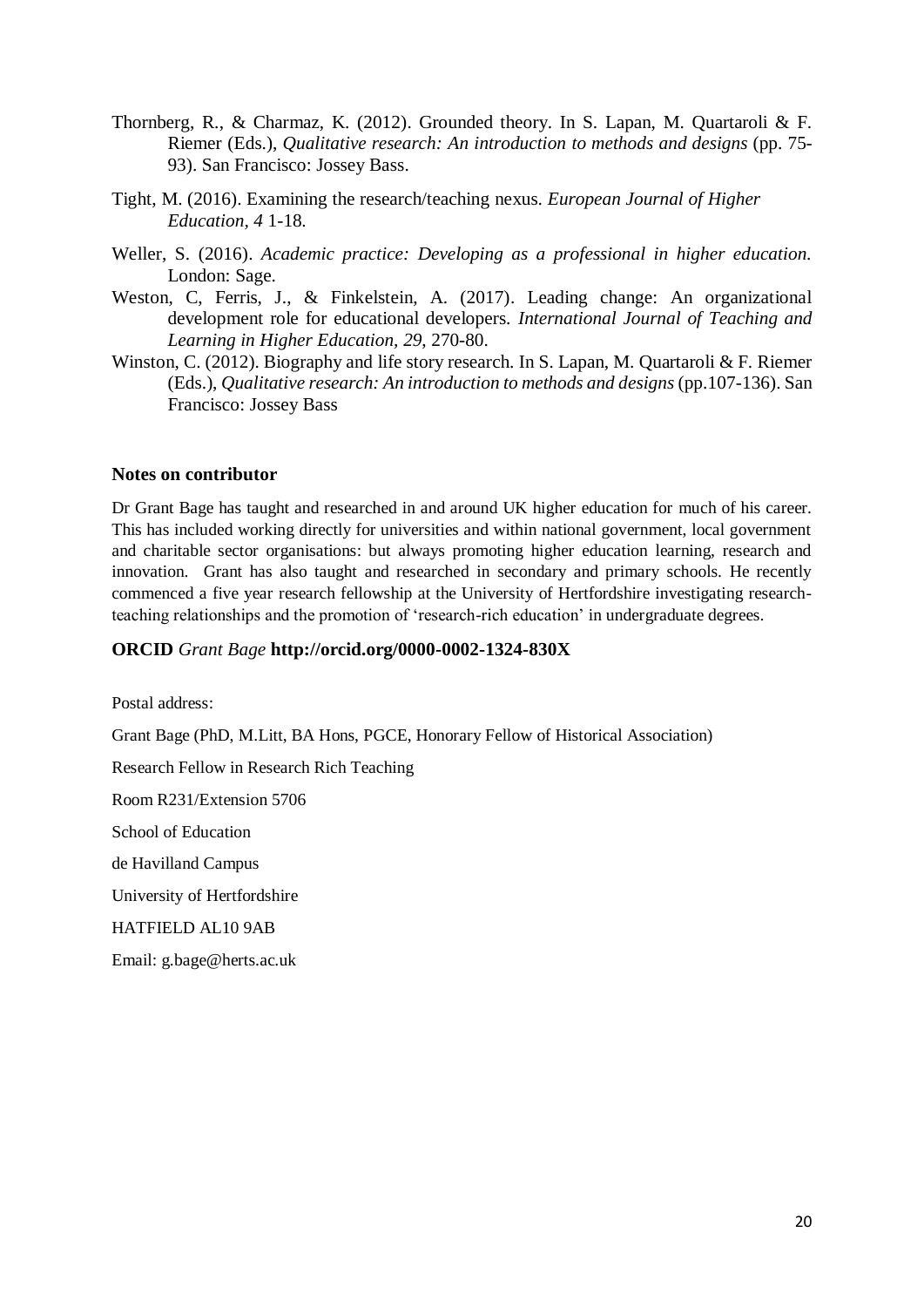Thornberg, R., & Charmaz, K. (2012). Grounded theory. In S. Lapan, M. Quartaroli & F. Riemer (Eds.), *Qualitative research: An introduction to methods and designs* (pp. 75-93). San Francisco: Jossey Bass.

Tight, M. (2016). Examining the research/teaching nexus. *European Journal of Higher Education, 4* 1-18.

Weller, S. (2016). *Academic practice: Developing as a professional in higher education.* London: Sage.

Weston, C, Ferris, J., & Finkelstein, A. (2017). Leading change: An organizational development role for educational developers. *International Journal of Teaching and Learning in Higher Education, 29,* 270-80.

Winston, C. (2012). Biography and life story research. In S. Lapan, M. Quartaroli & F. Riemer (Eds.), *Qualitative research: An introduction to methods and designs* (pp.107-136). San Francisco: Jossey Bass

**Notes on contributor**

Dr Grant Bage has taught and researched in and around UK higher education for much of his career. This has included working directly for universities and within national government, local government and charitable sector organisations: but always promoting higher education learning, research and innovation. Grant has also taught and researched in secondary and primary schools. He recently commenced a five year research fellowship at the University of Hertfordshire investigating research-teaching relationships and the promotion of 'research-rich education' in undergraduate degrees.

**ORCID** *Grant Bage* **http://orcid.org/0000-0002-1324-830X**

Postal address:

Grant Bage (PhD, M.Litt, BA Hons, PGCE, Honorary Fellow of Historical Association)

Research Fellow in Research Rich Teaching

Room R231/Extension 5706

School of Education

de Havilland Campus

University of Hertfordshire

HATFIELD AL10 9AB

Email: g.bage@herts.ac.uk